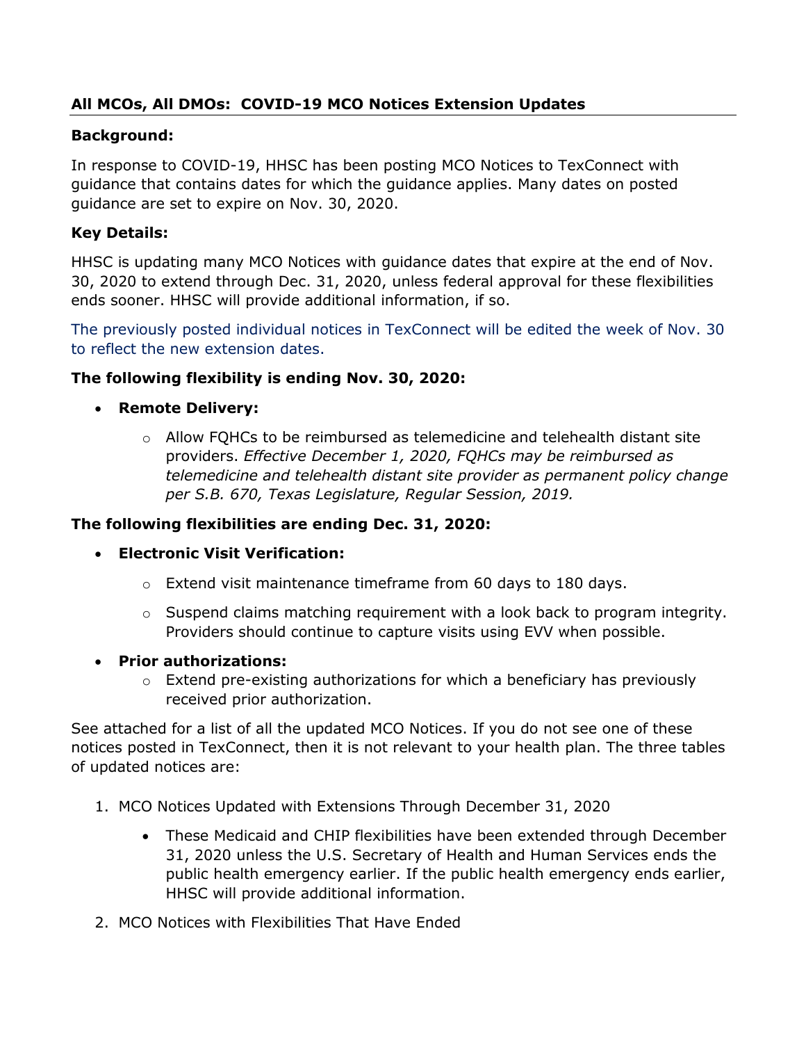**All MCOs, All DMOs: COVID-19 MCO Notices Extension Updates**

**Background:**

In response to COVID-19, HHSC has been posting MCO Notices to TexConnect with guidance that contains dates for which the guidance applies. Many dates on posted guidance are set to expire on Nov. 30, 2020.

**Key Details:**

HHSC is updating many MCO Notices with guidance dates that expire at the end of Nov. 30, 2020 to extend through Dec. 31, 2020, unless federal approval for these flexibilities ends sooner. HHSC will provide additional information, if so.

The previously posted individual notices in TexConnect will be edited the week of Nov. 30 to reflect the new extension dates.

**The following flexibility is ending Nov. 30, 2020:**

- **Remote Delivery:**
  - Allow FQHCs to be reimbursed as telemedicine and telehealth distant site providers. *Effective December 1, 2020, FQHCs may be reimbursed as telemedicine and telehealth distant site provider as permanent policy change per S.B. 670, Texas Legislature, Regular Session, 2019.*

**The following flexibilities are ending Dec. 31, 2020:**

- **Electronic Visit Verification:**
  - Extend visit maintenance timeframe from 60 days to 180 days.
  - Suspend claims matching requirement with a look back to program integrity. Providers should continue to capture visits using EVV when possible.
- **Prior authorizations:**
  - Extend pre-existing authorizations for which a beneficiary has previously received prior authorization.

See attached for a list of all the updated MCO Notices. If you do not see one of these notices posted in TexConnect, then it is not relevant to your health plan. The three tables of updated notices are:

1. MCO Notices Updated with Extensions Through December 31, 2020
   - These Medicaid and CHIP flexibilities have been extended through December 31, 2020 unless the U.S. Secretary of Health and Human Services ends the public health emergency earlier. If the public health emergency ends earlier, HHSC will provide additional information.
2. MCO Notices with Flexibilities That Have Ended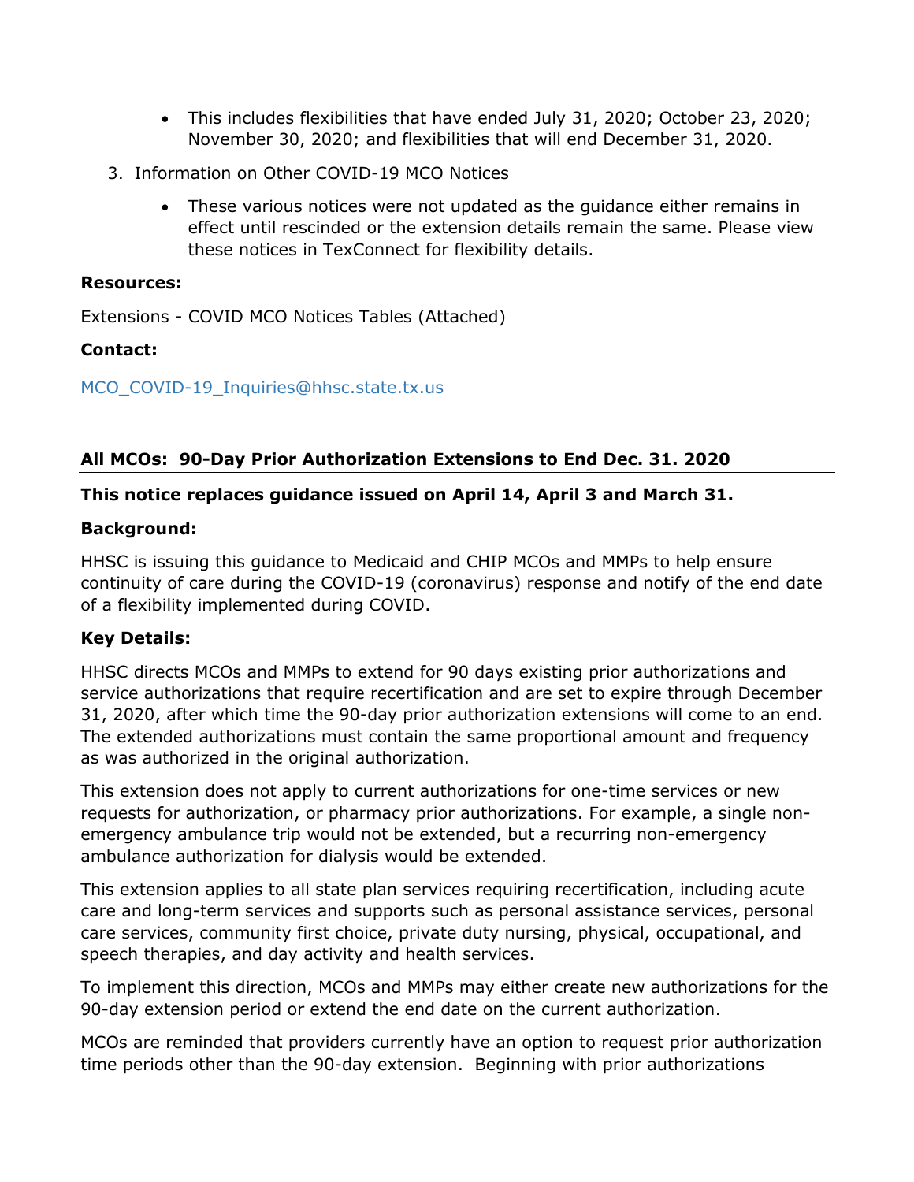- This includes flexibilities that have ended July 31, 2020; October 23, 2020; November 30, 2020; and flexibilities that will end December 31, 2020.

3. Information on Other COVID-19 MCO Notices
    - These various notices were not updated as the guidance either remains in effect until rescinded or the extension details remain the same. Please view these notices in TexConnect for flexibility details.

**Resources:**

Extensions - COVID MCO Notices Tables (Attached)

**Contact:**

MCO_COVID-19_Inquiries@hhsc.state.tx.us

## All MCOs: 90-Day Prior Authorization Extensions to End Dec. 31. 2020

**This notice replaces guidance issued on April 14, April 3 and March 31.**

**Background:**

HHSC is issuing this guidance to Medicaid and CHIP MCOs and MMPs to help ensure continuity of care during the COVID-19 (coronavirus) response and notify of the end date of a flexibility implemented during COVID.

**Key Details:**

HHSC directs MCOs and MMPs to extend for 90 days existing prior authorizations and service authorizations that require recertification and are set to expire through December 31, 2020, after which time the 90-day prior authorization extensions will come to an end. The extended authorizations must contain the same proportional amount and frequency as was authorized in the original authorization.

This extension does not apply to current authorizations for one-time services or new requests for authorization, or pharmacy prior authorizations. For example, a single non-emergency ambulance trip would not be extended, but a recurring non-emergency ambulance authorization for dialysis would be extended.

This extension applies to all state plan services requiring recertification, including acute care and long-term services and supports such as personal assistance services, personal care services, community first choice, private duty nursing, physical, occupational, and speech therapies, and day activity and health services.

To implement this direction, MCOs and MMPs may either create new authorizations for the 90-day extension period or extend the end date on the current authorization.

MCOs are reminded that providers currently have an option to request prior authorization time periods other than the 90-day extension. Beginning with prior authorizations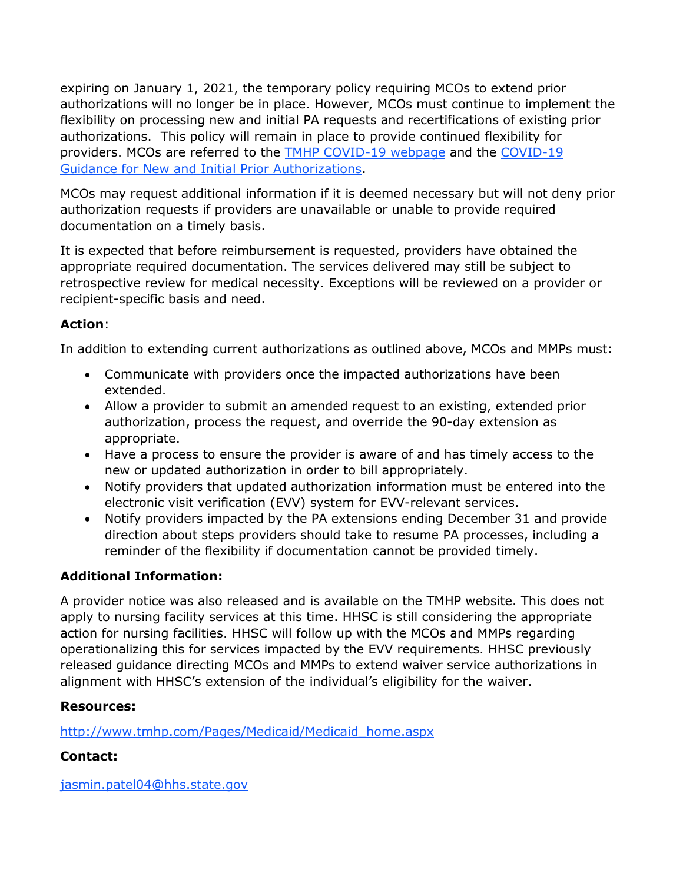expiring on January 1, 2021, the temporary policy requiring MCOs to extend prior authorizations will no longer be in place. However, MCOs must continue to implement the flexibility on processing new and initial PA requests and recertifications of existing prior authorizations. This policy will remain in place to provide continued flexibility for providers. MCOs are referred to the [TMHP COVID-19 webpage]() and the [COVID-19 Guidance for New and Initial Prior Authorizations]().

MCOs may request additional information if it is deemed necessary but will not deny prior authorization requests if providers are unavailable or unable to provide required documentation on a timely basis.

It is expected that before reimbursement is requested, providers have obtained the appropriate required documentation. The services delivered may still be subject to retrospective review for medical necessity. Exceptions will be reviewed on a provider or recipient-specific basis and need.

**Action**:

In addition to extending current authorizations as outlined above, MCOs and MMPs must:

- Communicate with providers once the impacted authorizations have been extended.
- Allow a provider to submit an amended request to an existing, extended prior authorization, process the request, and override the 90-day extension as appropriate.
- Have a process to ensure the provider is aware of and has timely access to the new or updated authorization in order to bill appropriately.
- Notify providers that updated authorization information must be entered into the electronic visit verification (EVV) system for EVV-relevant services.
- Notify providers impacted by the PA extensions ending December 31 and provide direction about steps providers should take to resume PA processes, including a reminder of the flexibility if documentation cannot be provided timely.

**Additional Information:**

A provider notice was also released and is available on the TMHP website. This does not apply to nursing facility services at this time. HHSC is still considering the appropriate action for nursing facilities. HHSC will follow up with the MCOs and MMPs regarding operationalizing this for services impacted by the EVV requirements. HHSC previously released guidance directing MCOs and MMPs to extend waiver service authorizations in alignment with HHSC's extension of the individual's eligibility for the waiver.

**Resources:**

http://www.tmhp.com/Pages/Medicaid/Medicaid_home.aspx

**Contact:**

jasmin.patel04@hhs.state.gov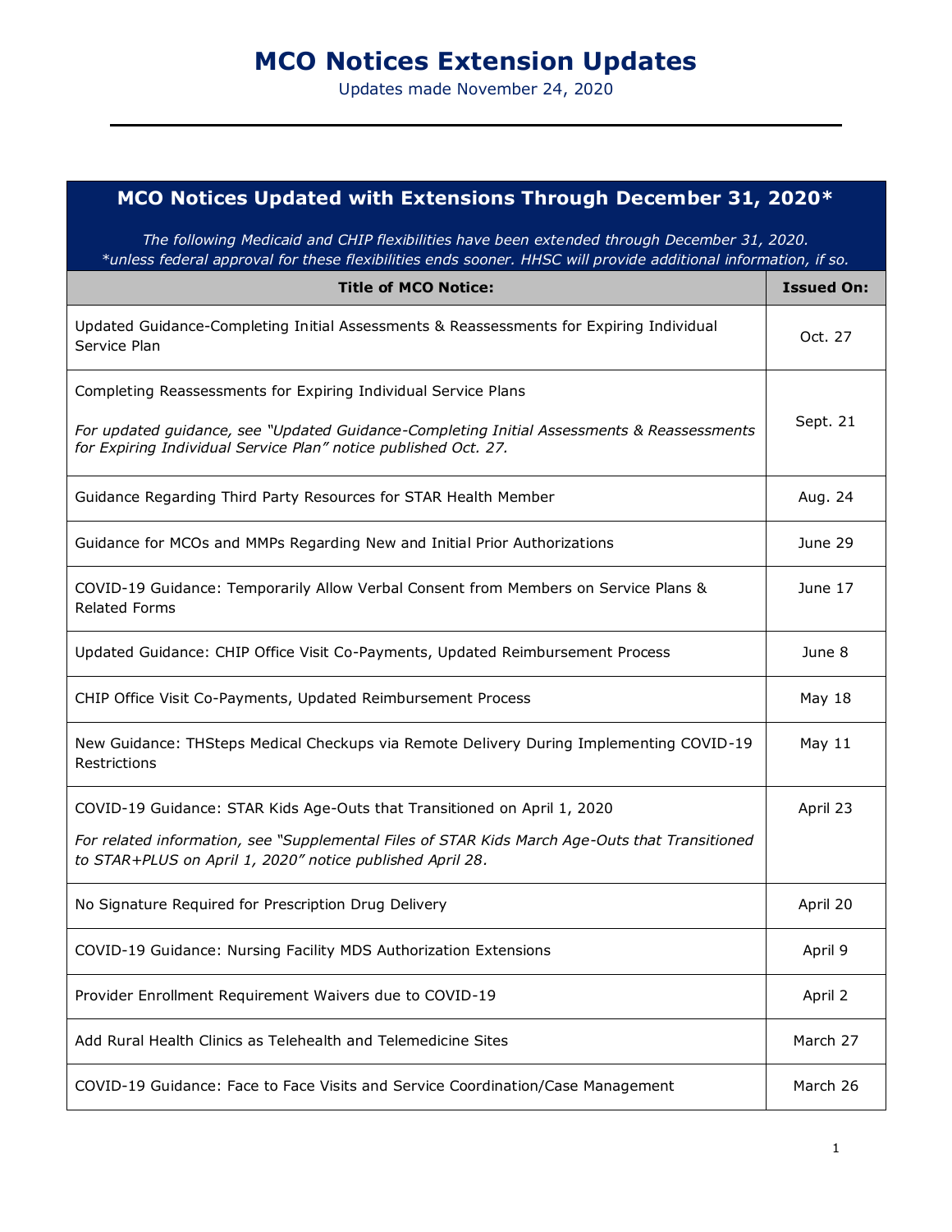# MCO Notices Extension Updates

Updates made November 24, 2020

## MCO Notices Updated with Extensions Through December 31, 2020*

*The following Medicaid and CHIP flexibilities have been extended through December 31, 2020.*
*\*unless federal approval for these flexibilities ends sooner. HHSC will provide additional information, if so.*

| Title of MCO Notice: | Issued On: |
|---|---|
| Updated Guidance-Completing Initial Assessments & Reassessments for Expiring Individual Service Plan | Oct. 27 |
| Completing Reassessments for Expiring Individual Service Plans<br><br>*For updated guidance, see "Updated Guidance-Completing Initial Assessments & Reassessments for Expiring Individual Service Plan" notice published Oct. 27.* | Sept. 21 |
| Guidance Regarding Third Party Resources for STAR Health Member | Aug. 24 |
| Guidance for MCOs and MMPs Regarding New and Initial Prior Authorizations | June 29 |
| COVID-19 Guidance: Temporarily Allow Verbal Consent from Members on Service Plans & Related Forms | June 17 |
| Updated Guidance: CHIP Office Visit Co-Payments, Updated Reimbursement Process | June 8 |
| CHIP Office Visit Co-Payments, Updated Reimbursement Process | May 18 |
| New Guidance: THSteps Medical Checkups via Remote Delivery During Implementing COVID-19 Restrictions | May 11 |
| COVID-19 Guidance: STAR Kids Age-Outs that Transitioned on April 1, 2020<br><br>*For related information, see "Supplemental Files of STAR Kids March Age-Outs that Transitioned to STAR+PLUS on April 1, 2020" notice published April 28.* | April 23 |
| No Signature Required for Prescription Drug Delivery | April 20 |
| COVID-19 Guidance: Nursing Facility MDS Authorization Extensions | April 9 |
| Provider Enrollment Requirement Waivers due to COVID-19 | April 2 |
| Add Rural Health Clinics as Telehealth and Telemedicine Sites | March 27 |
| COVID-19 Guidance: Face to Face Visits and Service Coordination/Case Management | March 26 |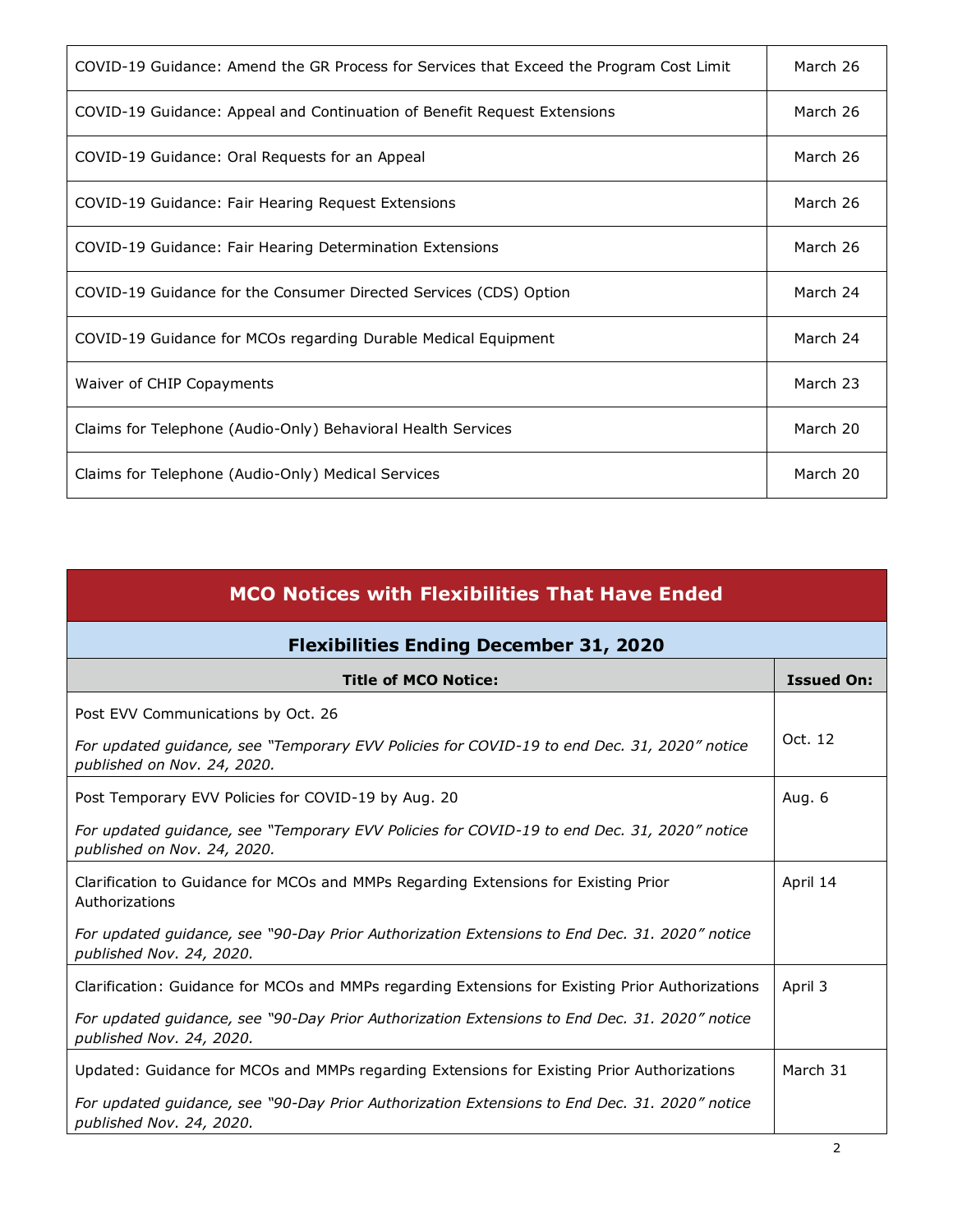| | |
|---|---|
| COVID-19 Guidance: Amend the GR Process for Services that Exceed the Program Cost Limit | March 26 |
| COVID-19 Guidance: Appeal and Continuation of Benefit Request Extensions | March 26 |
| COVID-19 Guidance: Oral Requests for an Appeal | March 26 |
| COVID-19 Guidance: Fair Hearing Request Extensions | March 26 |
| COVID-19 Guidance: Fair Hearing Determination Extensions | March 26 |
| COVID-19 Guidance for the Consumer Directed Services (CDS) Option | March 24 |
| COVID-19 Guidance for MCOs regarding Durable Medical Equipment | March 24 |
| Waiver of CHIP Copayments | March 23 |
| Claims for Telephone (Audio-Only) Behavioral Health Services | March 20 |
| Claims for Telephone (Audio-Only) Medical Services | March 20 |

## MCO Notices with Flexibilities That Have Ended

### Flexibilities Ending December 31, 2020

| Title of MCO Notice: | Issued On: |
|---|---|
| Post EVV Communications by Oct. 26<br>*For updated guidance, see "Temporary EVV Policies for COVID-19 to end Dec. 31, 2020" notice published on Nov. 24, 2020.* | Oct. 12 |
| Post Temporary EVV Policies for COVID-19 by Aug. 20<br>*For updated guidance, see "Temporary EVV Policies for COVID-19 to end Dec. 31, 2020" notice published on Nov. 24, 2020.* | Aug. 6 |
| Clarification to Guidance for MCOs and MMPs Regarding Extensions for Existing Prior Authorizations<br>*For updated guidance, see "90-Day Prior Authorization Extensions to End Dec. 31. 2020" notice published Nov. 24, 2020.* | April 14 |
| Clarification: Guidance for MCOs and MMPs regarding Extensions for Existing Prior Authorizations<br>*For updated guidance, see "90-Day Prior Authorization Extensions to End Dec. 31. 2020" notice published Nov. 24, 2020.* | April 3 |
| Updated: Guidance for MCOs and MMPs regarding Extensions for Existing Prior Authorizations<br>*For updated guidance, see "90-Day Prior Authorization Extensions to End Dec. 31. 2020" notice published Nov. 24, 2020.* | March 31 |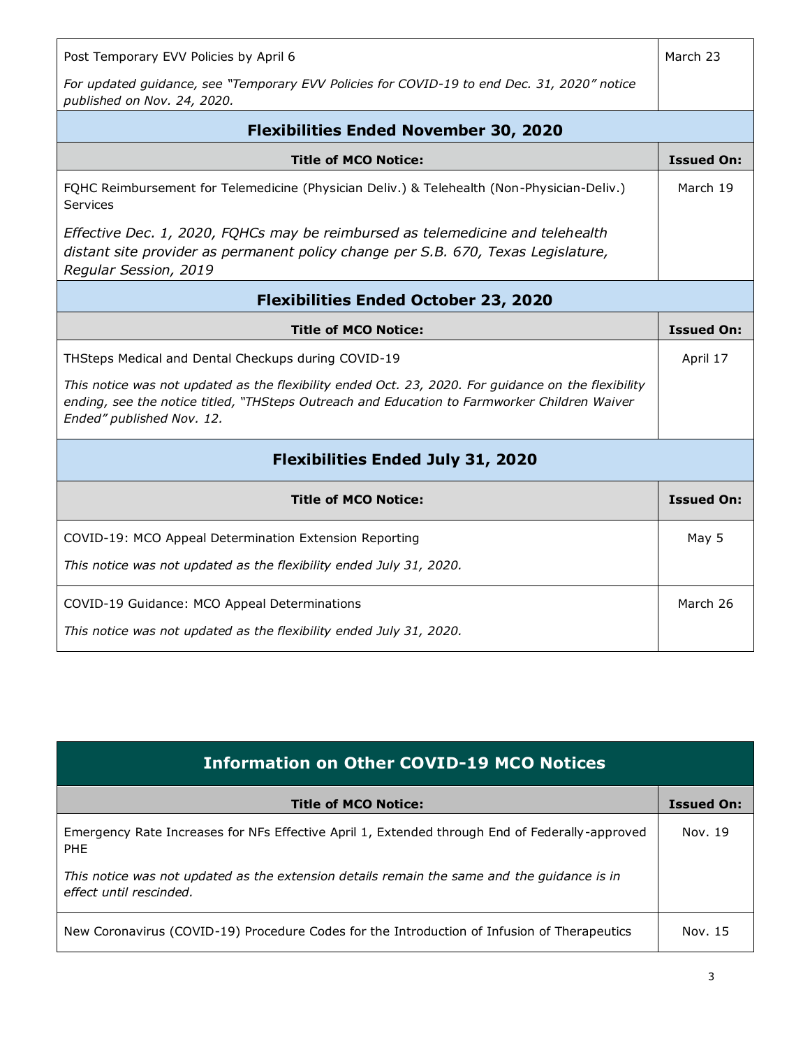| Title of MCO Notice: | Issued On: |
|---|---|
| Post Temporary EVV Policies by April 6<br><br>*For updated guidance, see "Temporary EVV Policies for COVID-19 to end Dec. 31, 2020" notice published on Nov. 24, 2020.* | March 23 |

## Flexibilities Ended November 30, 2020

| Title of MCO Notice: | Issued On: |
|---|---|
| FQHC Reimbursement for Telemedicine (Physician Deliv.) & Telehealth (Non-Physician-Deliv.) Services<br><br>*Effective Dec. 1, 2020, FQHCs may be reimbursed as telemedicine and telehealth distant site provider as permanent policy change per S.B. 670, Texas Legislature, Regular Session, 2019* | March 19 |

## Flexibilities Ended October 23, 2020

| Title of MCO Notice: | Issued On: |
|---|---|
| THSteps Medical and Dental Checkups during COVID-19<br><br>*This notice was not updated as the flexibility ended Oct. 23, 2020. For guidance on the flexibility ending, see the notice titled, "THSteps Outreach and Education to Farmworker Children Waiver Ended" published Nov. 12.* | April 17 |

## Flexibilities Ended July 31, 2020

| Title of MCO Notice: | Issued On: |
|---|---|
| COVID-19: MCO Appeal Determination Extension Reporting<br><br>*This notice was not updated as the flexibility ended July 31, 2020.* | May 5 |
| COVID-19 Guidance: MCO Appeal Determinations<br><br>*This notice was not updated as the flexibility ended July 31, 2020.* | March 26 |

## Information on Other COVID-19 MCO Notices

| Title of MCO Notice: | Issued On: |
|---|---|
| Emergency Rate Increases for NFs Effective April 1, Extended through End of Federally-approved PHE<br><br>*This notice was not updated as the extension details remain the same and the guidance is in effect until rescinded.* | Nov. 19 |
| New Coronavirus (COVID-19) Procedure Codes for the Introduction of Infusion of Therapeutics | Nov. 15 |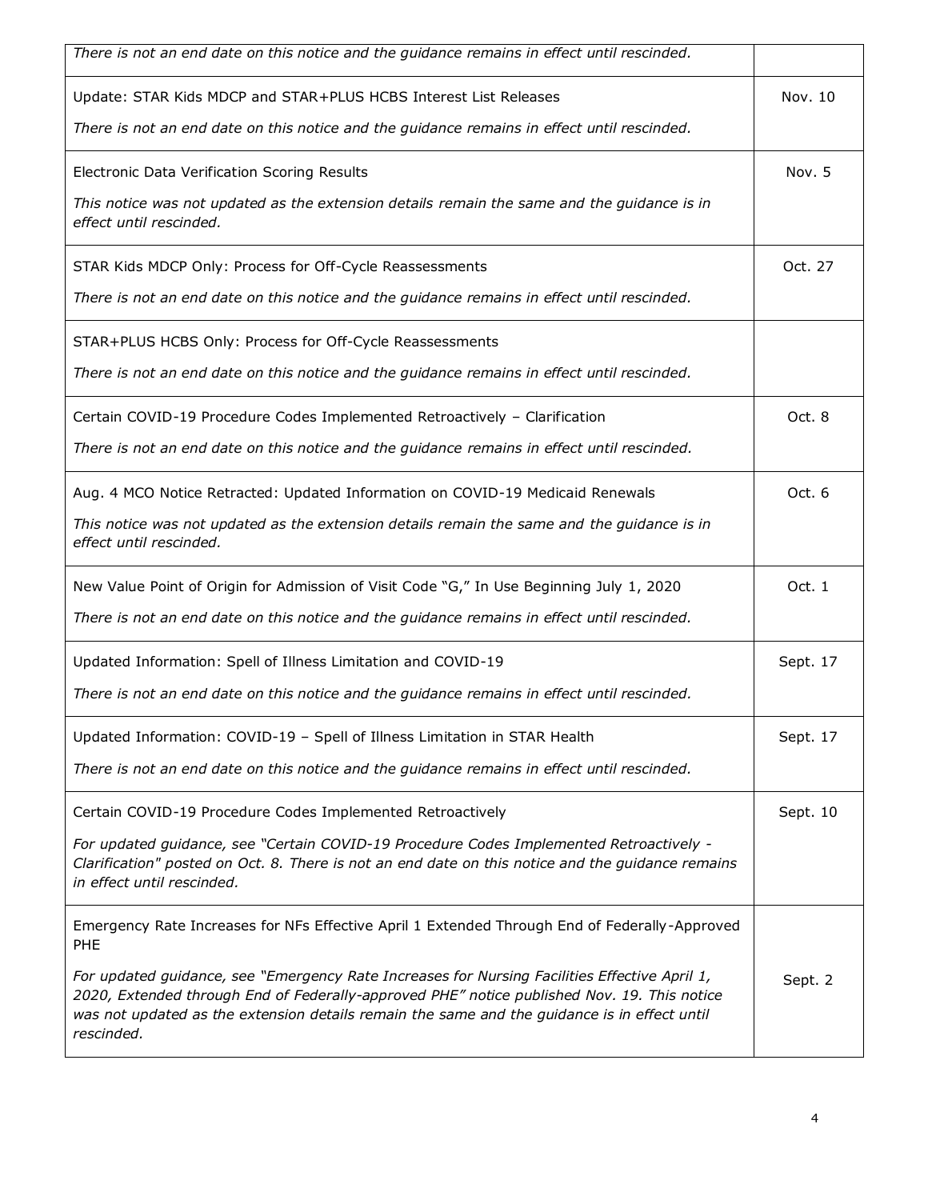| | |
|---|---|
| *There is not an end date on this notice and the guidance remains in effect until rescinded.* | |
| Update: STAR Kids MDCP and STAR+PLUS HCBS Interest List Releases<br><br>*There is not an end date on this notice and the guidance remains in effect until rescinded.* | Nov. 10 |
| Electronic Data Verification Scoring Results<br><br>*This notice was not updated as the extension details remain the same and the guidance is in effect until rescinded.* | Nov. 5 |
| STAR Kids MDCP Only: Process for Off-Cycle Reassessments<br><br>*There is not an end date on this notice and the guidance remains in effect until rescinded.* | Oct. 27 |
| STAR+PLUS HCBS Only: Process for Off-Cycle Reassessments<br><br>*There is not an end date on this notice and the guidance remains in effect until rescinded.* | |
| Certain COVID-19 Procedure Codes Implemented Retroactively – Clarification<br><br>*There is not an end date on this notice and the guidance remains in effect until rescinded.* | Oct. 8 |
| Aug. 4 MCO Notice Retracted: Updated Information on COVID-19 Medicaid Renewals<br><br>*This notice was not updated as the extension details remain the same and the guidance is in effect until rescinded.* | Oct. 6 |
| New Value Point of Origin for Admission of Visit Code "G," In Use Beginning July 1, 2020<br><br>*There is not an end date on this notice and the guidance remains in effect until rescinded.* | Oct. 1 |
| Updated Information: Spell of Illness Limitation and COVID-19<br><br>*There is not an end date on this notice and the guidance remains in effect until rescinded.* | Sept. 17 |
| Updated Information: COVID-19 – Spell of Illness Limitation in STAR Health<br><br>*There is not an end date on this notice and the guidance remains in effect until rescinded.* | Sept. 17 |
| Certain COVID-19 Procedure Codes Implemented Retroactively<br><br>*For updated guidance, see "Certain COVID-19 Procedure Codes Implemented Retroactively - Clarification" posted on Oct. 8. There is not an end date on this notice and the guidance remains in effect until rescinded.* | Sept. 10 |
| Emergency Rate Increases for NFs Effective April 1 Extended Through End of Federally-Approved PHE<br><br>*For updated guidance, see "Emergency Rate Increases for Nursing Facilities Effective April 1, 2020, Extended through End of Federally-approved PHE" notice published Nov. 19. This notice was not updated as the extension details remain the same and the guidance is in effect until rescinded.* | Sept. 2 |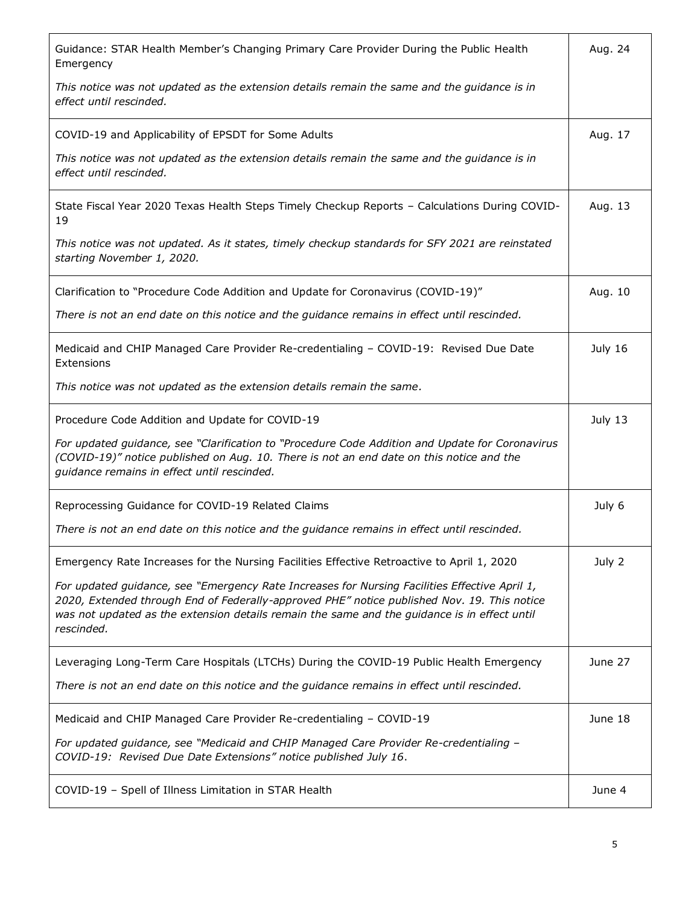| Notice | Date |
| --- | --- |
| Guidance: STAR Health Member's Changing Primary Care Provider During the Public Health Emergency<br><br>*This notice was not updated as the extension details remain the same and the guidance is in effect until rescinded.* | Aug. 24 |
| COVID-19 and Applicability of EPSDT for Some Adults<br><br>*This notice was not updated as the extension details remain the same and the guidance is in effect until rescinded.* | Aug. 17 |
| State Fiscal Year 2020 Texas Health Steps Timely Checkup Reports – Calculations During COVID-19<br><br>*This notice was not updated. As it states, timely checkup standards for SFY 2021 are reinstated starting November 1, 2020.* | Aug. 13 |
| Clarification to "Procedure Code Addition and Update for Coronavirus (COVID-19)"<br><br>*There is not an end date on this notice and the guidance remains in effect until rescinded.* | Aug. 10 |
| Medicaid and CHIP Managed Care Provider Re-credentialing – COVID-19: Revised Due Date Extensions<br><br>*This notice was not updated as the extension details remain the same.* | July 16 |
| Procedure Code Addition and Update for COVID-19<br><br>*For updated guidance, see "Clarification to "Procedure Code Addition and Update for Coronavirus (COVID-19)" notice published on Aug. 10. There is not an end date on this notice and the guidance remains in effect until rescinded.* | July 13 |
| Reprocessing Guidance for COVID-19 Related Claims<br><br>*There is not an end date on this notice and the guidance remains in effect until rescinded.* | July 6 |
| Emergency Rate Increases for the Nursing Facilities Effective Retroactive to April 1, 2020<br><br>*For updated guidance, see "Emergency Rate Increases for Nursing Facilities Effective April 1, 2020, Extended through End of Federally-approved PHE" notice published Nov. 19. This notice was not updated as the extension details remain the same and the guidance is in effect until rescinded.* | July 2 |
| Leveraging Long-Term Care Hospitals (LTCHs) During the COVID-19 Public Health Emergency<br><br>*There is not an end date on this notice and the guidance remains in effect until rescinded.* | June 27 |
| Medicaid and CHIP Managed Care Provider Re-credentialing – COVID-19<br><br>*For updated guidance, see "Medicaid and CHIP Managed Care Provider Re-credentialing – COVID-19: Revised Due Date Extensions" notice published July 16.* | June 18 |
| COVID-19 – Spell of Illness Limitation in STAR Health | June 4 |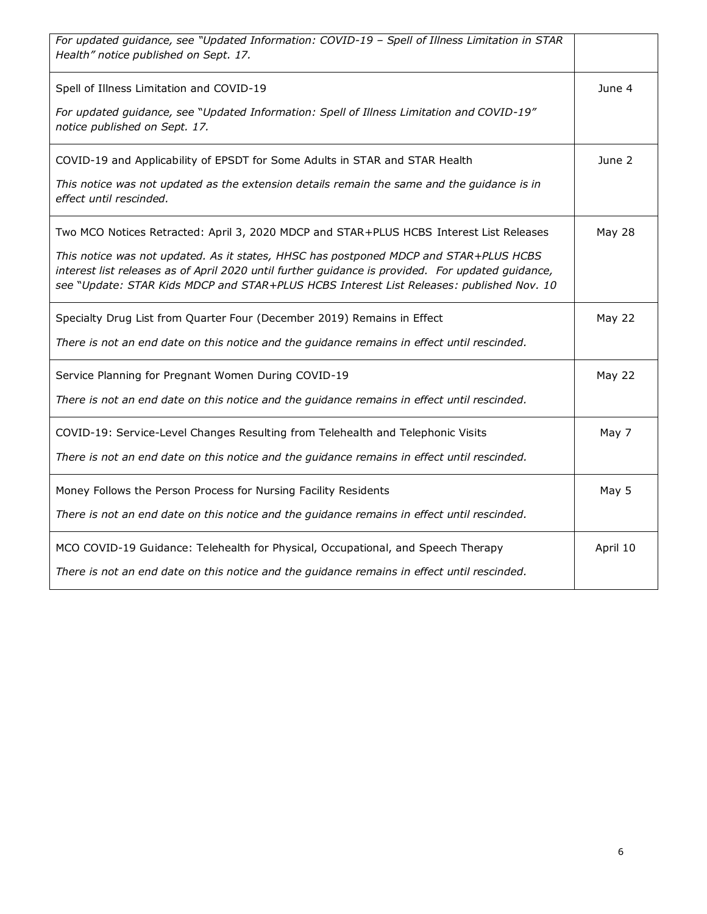| | |
|---|---|
| *For updated guidance, see "Updated Information: COVID-19 – Spell of Illness Limitation in STAR Health" notice published on Sept. 17.* | |
| Spell of Illness Limitation and COVID-19<br><br>*For updated guidance, see "Updated Information: Spell of Illness Limitation and COVID-19" notice published on Sept. 17.* | June 4 |
| COVID-19 and Applicability of EPSDT for Some Adults in STAR and STAR Health<br><br>*This notice was not updated as the extension details remain the same and the guidance is in effect until rescinded.* | June 2 |
| Two MCO Notices Retracted: April 3, 2020 MDCP and STAR+PLUS HCBS Interest List Releases<br><br>*This notice was not updated. As it states, HHSC has postponed MDCP and STAR+PLUS HCBS interest list releases as of April 2020 until further guidance is provided. For updated guidance, see "Update: STAR Kids MDCP and STAR+PLUS HCBS Interest List Releases: published Nov. 10* | May 28 |
| Specialty Drug List from Quarter Four (December 2019) Remains in Effect<br><br>*There is not an end date on this notice and the guidance remains in effect until rescinded.* | May 22 |
| Service Planning for Pregnant Women During COVID-19<br><br>*There is not an end date on this notice and the guidance remains in effect until rescinded.* | May 22 |
| COVID-19: Service-Level Changes Resulting from Telehealth and Telephonic Visits<br><br>*There is not an end date on this notice and the guidance remains in effect until rescinded.* | May 7 |
| Money Follows the Person Process for Nursing Facility Residents<br><br>*There is not an end date on this notice and the guidance remains in effect until rescinded.* | May 5 |
| MCO COVID-19 Guidance: Telehealth for Physical, Occupational, and Speech Therapy<br><br>*There is not an end date on this notice and the guidance remains in effect until rescinded.* | April 10 |